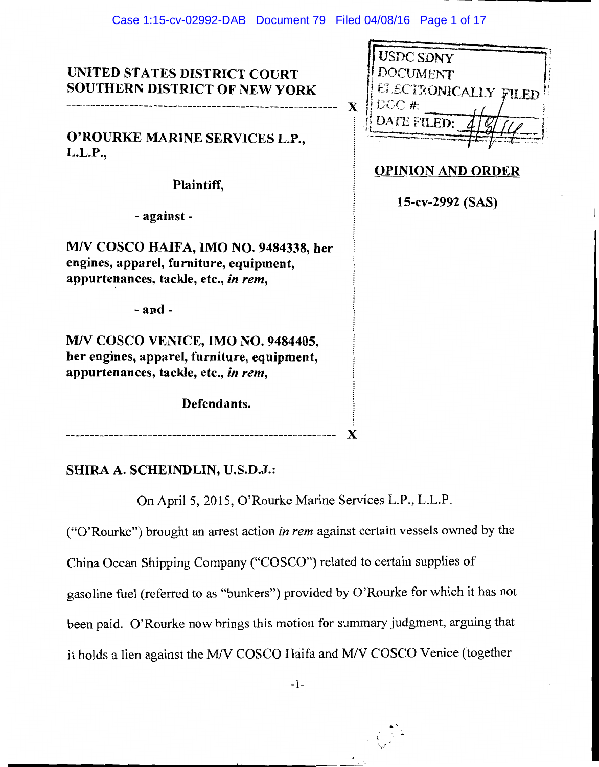USDC SDNY
DOCUMENT
ELECTRONICALLY FILED
DOC #: 
DATE FILED: 4/8/16

**UNITED STATES DISTRICT COURT**
**SOUTHERN DISTRICT OF NEW YORK**

---

**O'ROURKE MARINE SERVICES L.P., L.L.P.,**

**Plaintiff,**

**- against -**

**M/V COSCO HAIFA, IMO NO. 9484338, her engines, apparel, furniture, equipment, appurtenances, tackle, etc., *in rem*,**

**- and -**

**M/V COSCO VENICE, IMO NO. 9484405, her engines, apparel, furniture, equipment, appurtenances, tackle, etc., *in rem*,**

**Defendants.**

---

**OPINION AND ORDER**

**15-cv-2992 (SAS)**

**SHIRA A. SCHEINDLIN, U.S.D.J.:**

On April 5, 2015, O'Rourke Marine Services L.P., L.L.P. ("O'Rourke") brought an arrest action *in rem* against certain vessels owned by the China Ocean Shipping Company ("COSCO") related to certain supplies of gasoline fuel (referred to as "bunkers") provided by O'Rourke for which it has not been paid. O'Rourke now brings this motion for summary judgment, arguing that it holds a lien against the M/V COSCO Haifa and M/V COSCO Venice (together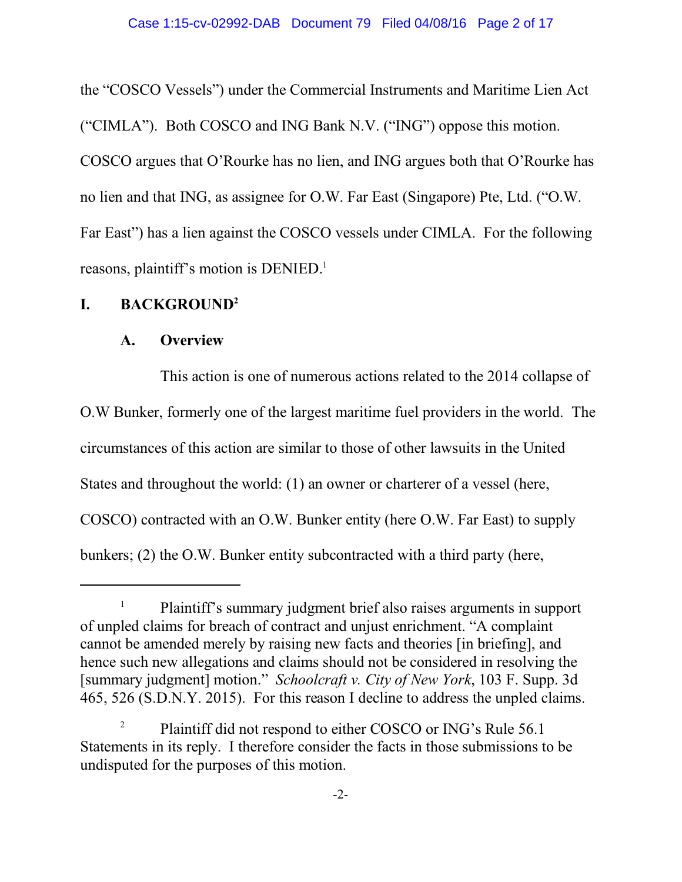the "COSCO Vessels") under the Commercial Instruments and Maritime Lien Act ("CIMLA"). Both COSCO and ING Bank N.V. ("ING") oppose this motion. COSCO argues that O'Rourke has no lien, and ING argues both that O'Rourke has no lien and that ING, as assignee for O.W. Far East (Singapore) Pte, Ltd. ("O.W. Far East") has a lien against the COSCO vessels under CIMLA. For the following reasons, plaintiff's motion is DENIED.[1]

## I. BACKGROUND[2]

### A. Overview

This action is one of numerous actions related to the 2014 collapse of O.W Bunker, formerly one of the largest maritime fuel providers in the world. The circumstances of this action are similar to those of other lawsuits in the United States and throughout the world: (1) an owner or charterer of a vessel (here, COSCO) contracted with an O.W. Bunker entity (here O.W. Far East) to supply bunkers; (2) the O.W. Bunker entity subcontracted with a third party (here,

---

[1] Plaintiff's summary judgment brief also raises arguments in support of unpled claims for breach of contract and unjust enrichment. "A complaint cannot be amended merely by raising new facts and theories [in briefing], and hence such new allegations and claims should not be considered in resolving the [summary judgment] motion." *Schoolcraft v. City of New York*, 103 F. Supp. 3d 465, 526 (S.D.N.Y. 2015). For this reason I decline to address the unpled claims.

[2] Plaintiff did not respond to either COSCO or ING's Rule 56.1 Statements in its reply. I therefore consider the facts in those submissions to be undisputed for the purposes of this motion.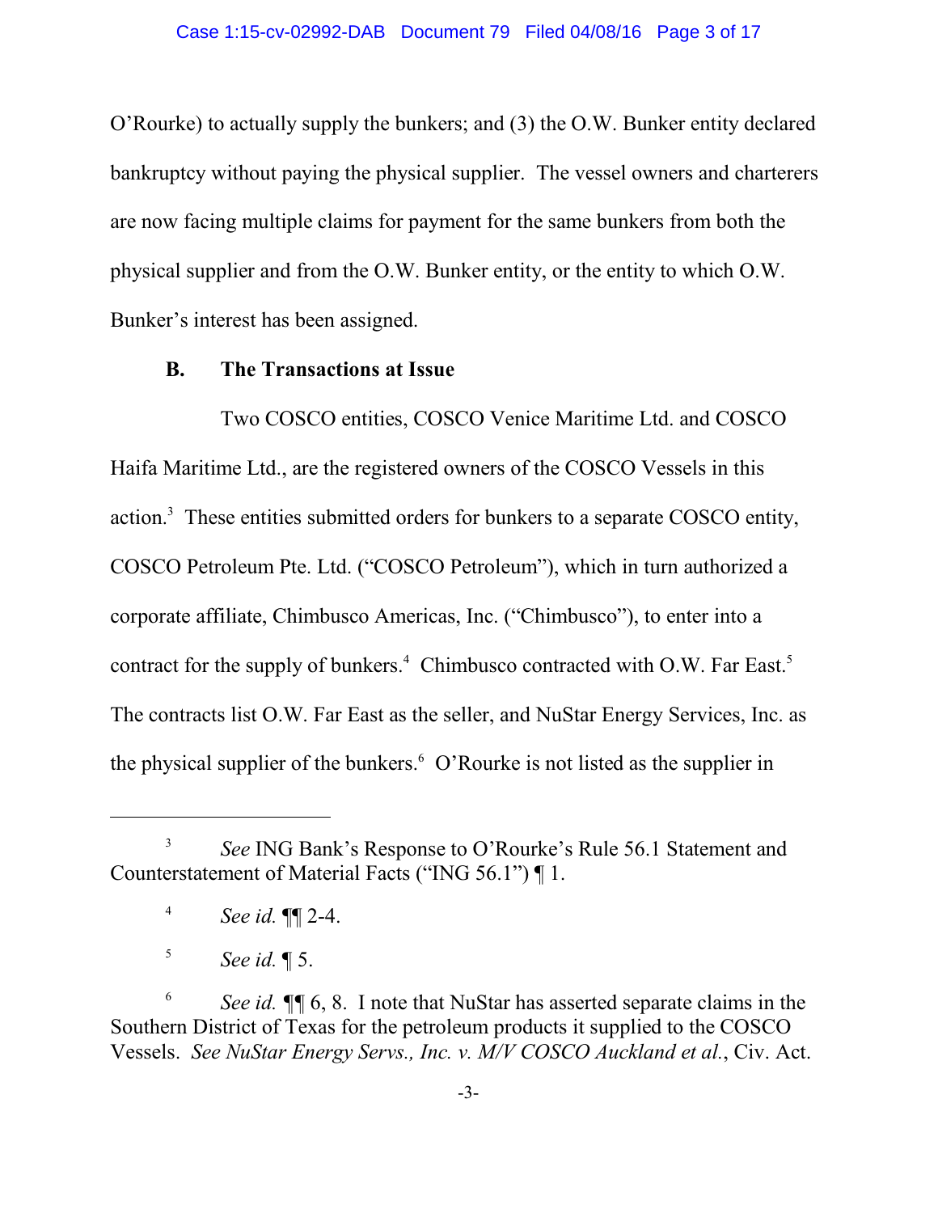O'Rourke) to actually supply the bunkers; and (3) the O.W. Bunker entity declared bankruptcy without paying the physical supplier. The vessel owners and charterers are now facing multiple claims for payment for the same bunkers from both the physical supplier and from the O.W. Bunker entity, or the entity to which O.W. Bunker's interest has been assigned.

### B. The Transactions at Issue

Two COSCO entities, COSCO Venice Maritime Ltd. and COSCO Haifa Maritime Ltd., are the registered owners of the COSCO Vessels in this action.[3] These entities submitted orders for bunkers to a separate COSCO entity, COSCO Petroleum Pte. Ltd. ("COSCO Petroleum"), which in turn authorized a corporate affiliate, Chimbusco Americas, Inc. ("Chimbusco"), to enter into a contract for the supply of bunkers.[4] Chimbusco contracted with O.W. Far East.[5] The contracts list O.W. Far East as the seller, and NuStar Energy Services, Inc. as the physical supplier of the bunkers.[6] O'Rourke is not listed as the supplier in

---

[3] *See* ING Bank's Response to O'Rourke's Rule 56.1 Statement and Counterstatement of Material Facts ("ING 56.1") ¶ 1.

[4] *See id.* ¶¶ 2-4.

[5] *See id.* ¶ 5.

[6] *See id.* ¶¶ 6, 8. I note that NuStar has asserted separate claims in the Southern District of Texas for the petroleum products it supplied to the COSCO Vessels. *See NuStar Energy Servs., Inc. v. M/V COSCO Auckland et al.*, Civ. Act.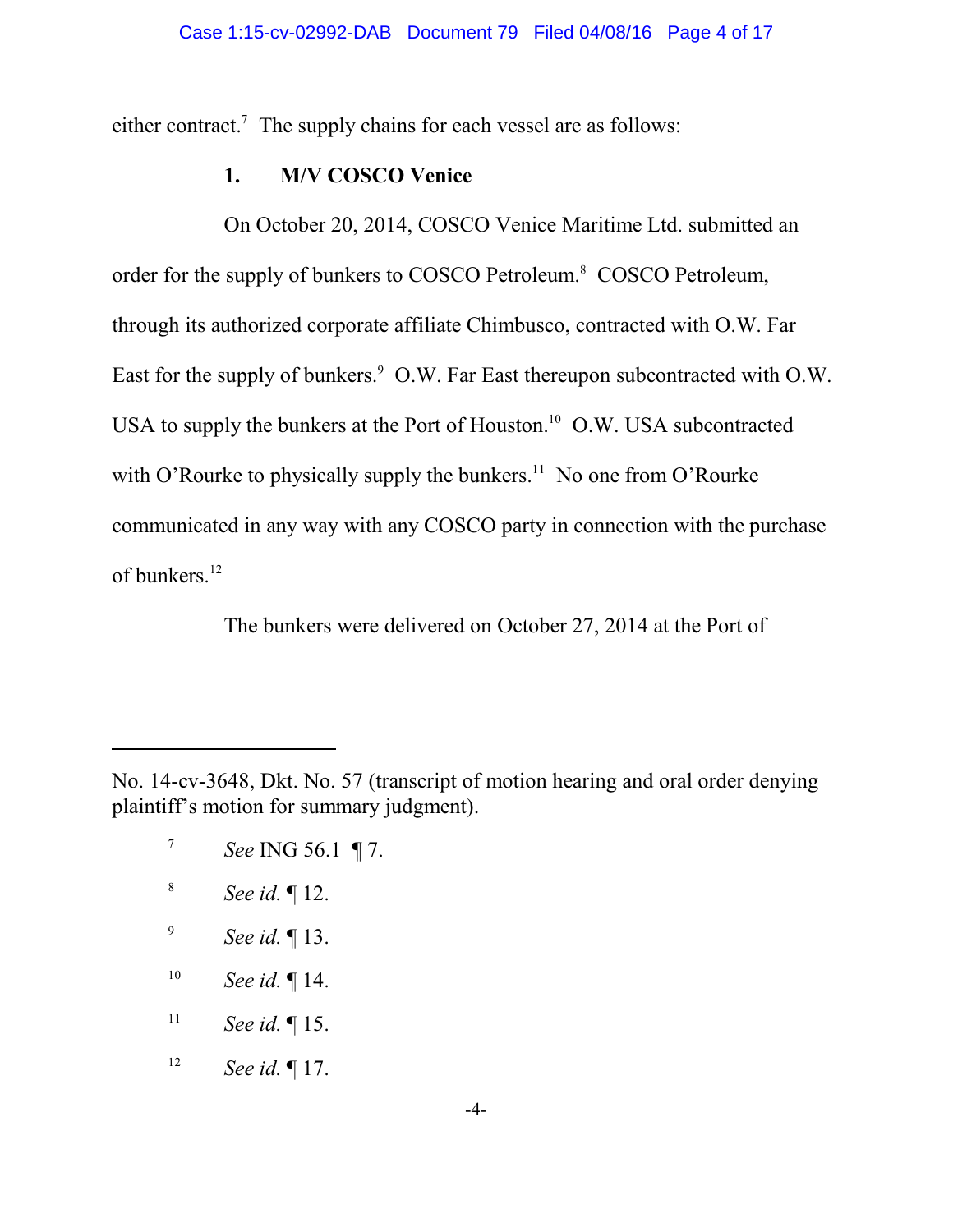either contract.[7] The supply chains for each vessel are as follows:

### 1. M/V COSCO Venice

On October 20, 2014, COSCO Venice Maritime Ltd. submitted an order for the supply of bunkers to COSCO Petroleum.[8] COSCO Petroleum, through its authorized corporate affiliate Chimbusco, contracted with O.W. Far East for the supply of bunkers.[9] O.W. Far East thereupon subcontracted with O.W. USA to supply the bunkers at the Port of Houston.[10] O.W. USA subcontracted with O'Rourke to physically supply the bunkers.[11] No one from O'Rourke communicated in any way with any COSCO party in connection with the purchase of bunkers.[12]

The bunkers were delivered on October 27, 2014 at the Port of

---

No. 14-cv-3648, Dkt. No. 57 (transcript of motion hearing and oral order denying plaintiff's motion for summary judgment).

[7] *See* ING 56.1 ¶ 7.

[8] *See id.* ¶ 12.

[9] *See id.* ¶ 13.

[10] *See id.* ¶ 14.

[11] *See id.* ¶ 15.

[12] *See id.* ¶ 17.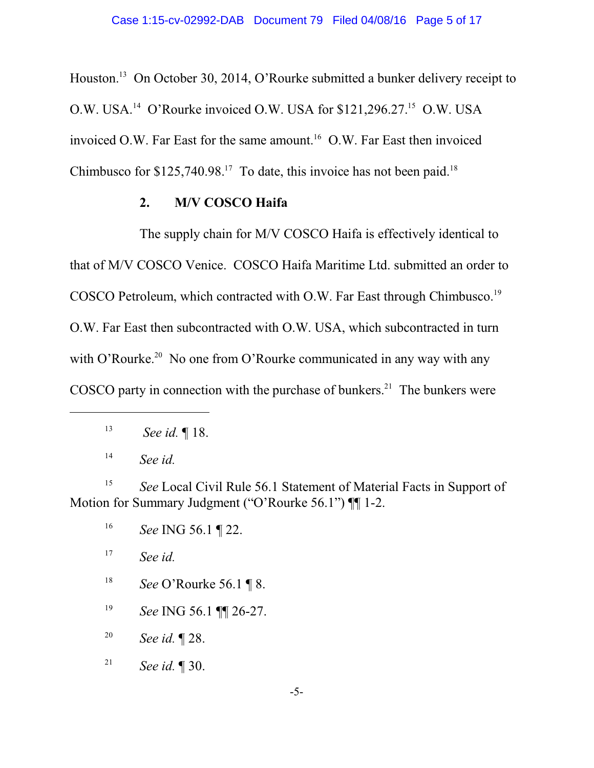Houston.[13] On October 30, 2014, O'Rourke submitted a bunker delivery receipt to O.W. USA.[14] O'Rourke invoiced O.W. USA for $121,296.27.[15] O.W. USA invoiced O.W. Far East for the same amount.[16] O.W. Far East then invoiced Chimbusco for $125,740.98.[17] To date, this invoice has not been paid.[18]

**2. M/V COSCO Haifa**

The supply chain for M/V COSCO Haifa is effectively identical to that of M/V COSCO Venice. COSCO Haifa Maritime Ltd. submitted an order to COSCO Petroleum, which contracted with O.W. Far East through Chimbusco.[19] O.W. Far East then subcontracted with O.W. USA, which subcontracted in turn with O'Rourke.[20] No one from O'Rourke communicated in any way with any COSCO party in connection with the purchase of bunkers.[21] The bunkers were

---

[13] *See id.* ¶ 18.

[14] *See id.*

[15] *See* Local Civil Rule 56.1 Statement of Material Facts in Support of Motion for Summary Judgment ("O'Rourke 56.1") ¶¶ 1-2.

[16] *See* ING 56.1 ¶ 22.

[17] *See id.*

[18] *See* O'Rourke 56.1 ¶ 8.

[19] *See* ING 56.1 ¶¶ 26-27.

[20] *See id.* ¶ 28.

[21] *See id.* ¶ 30.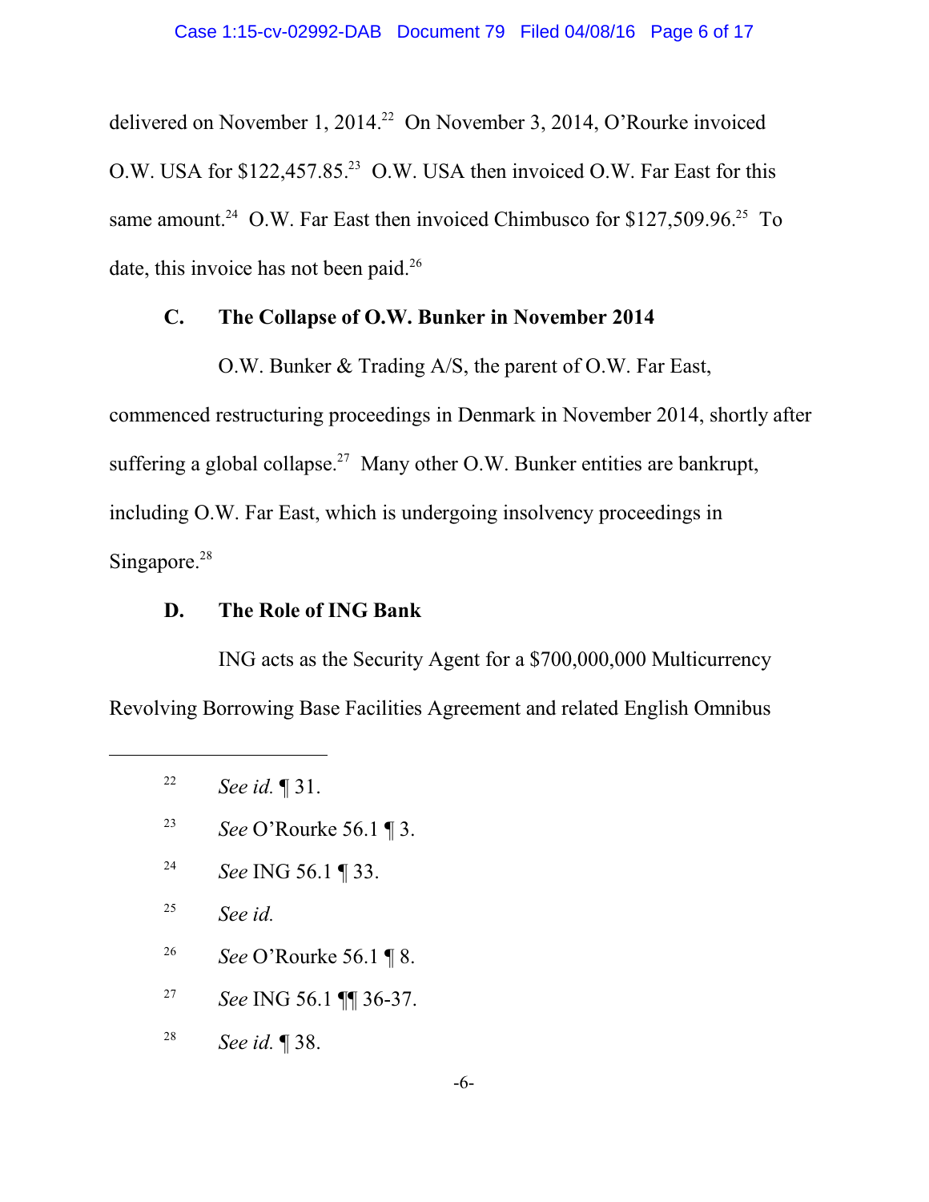delivered on November 1, 2014.[22] On November 3, 2014, O'Rourke invoiced O.W. USA for $122,457.85.[23] O.W. USA then invoiced O.W. Far East for this same amount.[24] O.W. Far East then invoiced Chimbusco for $127,509.96.[25] To date, this invoice has not been paid.[26]

### C. The Collapse of O.W. Bunker in November 2014

O.W. Bunker & Trading A/S, the parent of O.W. Far East, commenced restructuring proceedings in Denmark in November 2014, shortly after suffering a global collapse.[27] Many other O.W. Bunker entities are bankrupt, including O.W. Far East, which is undergoing insolvency proceedings in Singapore.[28]

### D. The Role of ING Bank

ING acts as the Security Agent for a $700,000,000 Multicurrency Revolving Borrowing Base Facilities Agreement and related English Omnibus

---

[22] *See id.* ¶ 31.

[23] *See* O'Rourke 56.1 ¶ 3.

[24] *See* ING 56.1 ¶ 33.

[25] *See id.*

[26] *See* O'Rourke 56.1 ¶ 8.

[27] *See* ING 56.1 ¶¶ 36-37.

[28] *See id.* ¶ 38.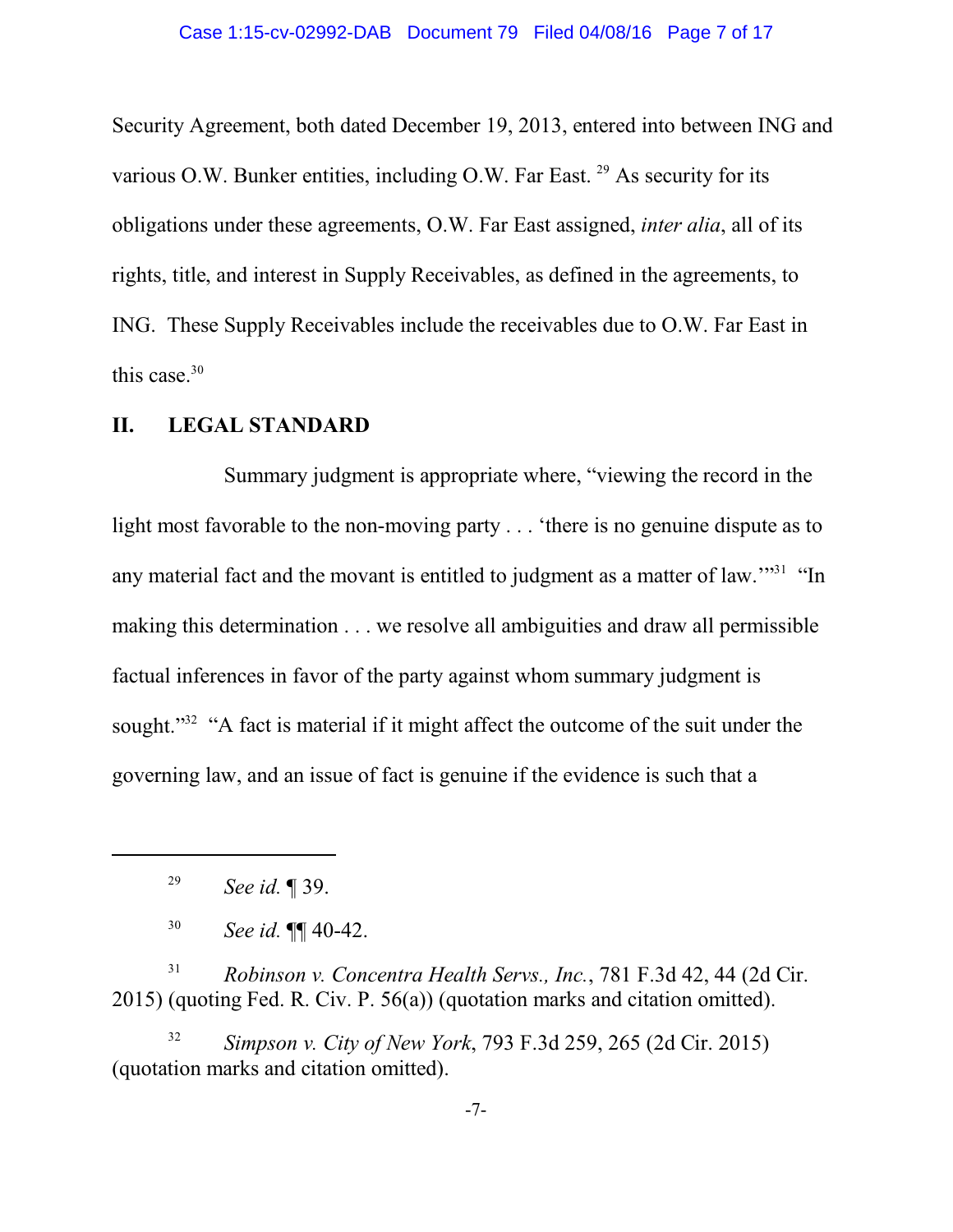Security Agreement, both dated December 19, 2013, entered into between ING and various O.W. Bunker entities, including O.W. Far East. [29] As security for its obligations under these agreements, O.W. Far East assigned, *inter alia*, all of its rights, title, and interest in Supply Receivables, as defined in the agreements, to ING. These Supply Receivables include the receivables due to O.W. Far East in this case.[30]

## II. LEGAL STANDARD

Summary judgment is appropriate where, "viewing the record in the light most favorable to the non-moving party . . . 'there is no genuine dispute as to any material fact and the movant is entitled to judgment as a matter of law.'"[31] "In making this determination . . . we resolve all ambiguities and draw all permissible factual inferences in favor of the party against whom summary judgment is sought."[32] "A fact is material if it might affect the outcome of the suit under the governing law, and an issue of fact is genuine if the evidence is such that a

---

[29] *See id.* ¶ 39.

[30] *See id.* ¶¶ 40-42.

[31] *Robinson v. Concentra Health Servs., Inc.*, 781 F.3d 42, 44 (2d Cir. 2015) (quoting Fed. R. Civ. P. 56(a)) (quotation marks and citation omitted).

[32] *Simpson v. City of New York*, 793 F.3d 259, 265 (2d Cir. 2015) (quotation marks and citation omitted).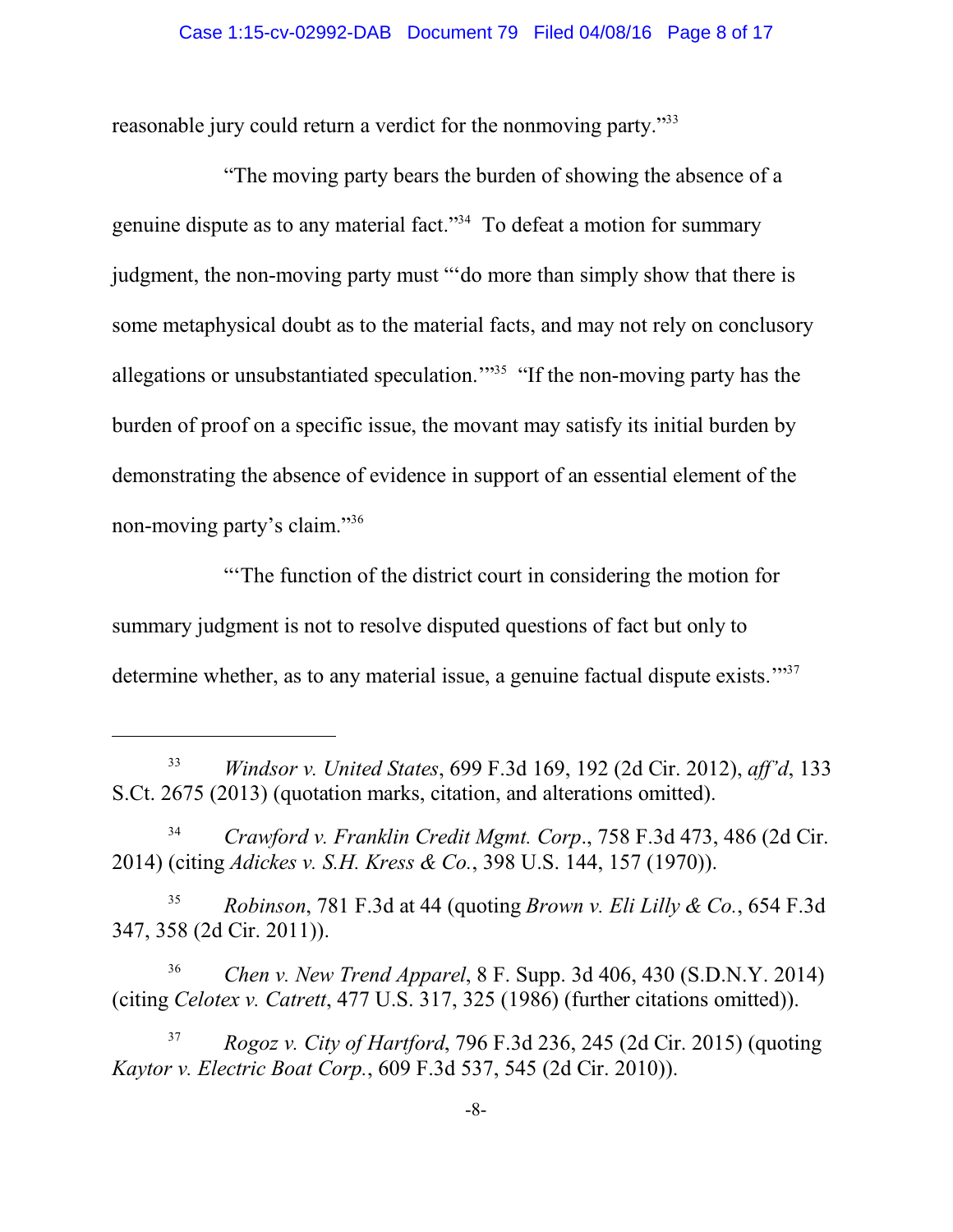reasonable jury could return a verdict for the nonmoving party."[33]

"The moving party bears the burden of showing the absence of a genuine dispute as to any material fact."[34] To defeat a motion for summary judgment, the non-moving party must "'do more than simply show that there is some metaphysical doubt as to the material facts, and may not rely on conclusory allegations or unsubstantiated speculation.'"[35] "If the non-moving party has the burden of proof on a specific issue, the movant may satisfy its initial burden by demonstrating the absence of evidence in support of an essential element of the non-moving party's claim."[36]

"'The function of the district court in considering the motion for summary judgment is not to resolve disputed questions of fact but only to determine whether, as to any material issue, a genuine factual dispute exists.'"[37]

---

[33] *Windsor v. United States*, 699 F.3d 169, 192 (2d Cir. 2012), *aff'd*, 133 S.Ct. 2675 (2013) (quotation marks, citation, and alterations omitted).

[34] *Crawford v. Franklin Credit Mgmt. Corp.*, 758 F.3d 473, 486 (2d Cir. 2014) (citing *Adickes v. S.H. Kress & Co.*, 398 U.S. 144, 157 (1970)).

[35] *Robinson*, 781 F.3d at 44 (quoting *Brown v. Eli Lilly & Co.*, 654 F.3d 347, 358 (2d Cir. 2011)).

[36] *Chen v. New Trend Apparel*, 8 F. Supp. 3d 406, 430 (S.D.N.Y. 2014) (citing *Celotex v. Catrett*, 477 U.S. 317, 325 (1986) (further citations omitted)).

[37] *Rogoz v. City of Hartford*, 796 F.3d 236, 245 (2d Cir. 2015) (quoting *Kaytor v. Electric Boat Corp.*, 609 F.3d 537, 545 (2d Cir. 2010)).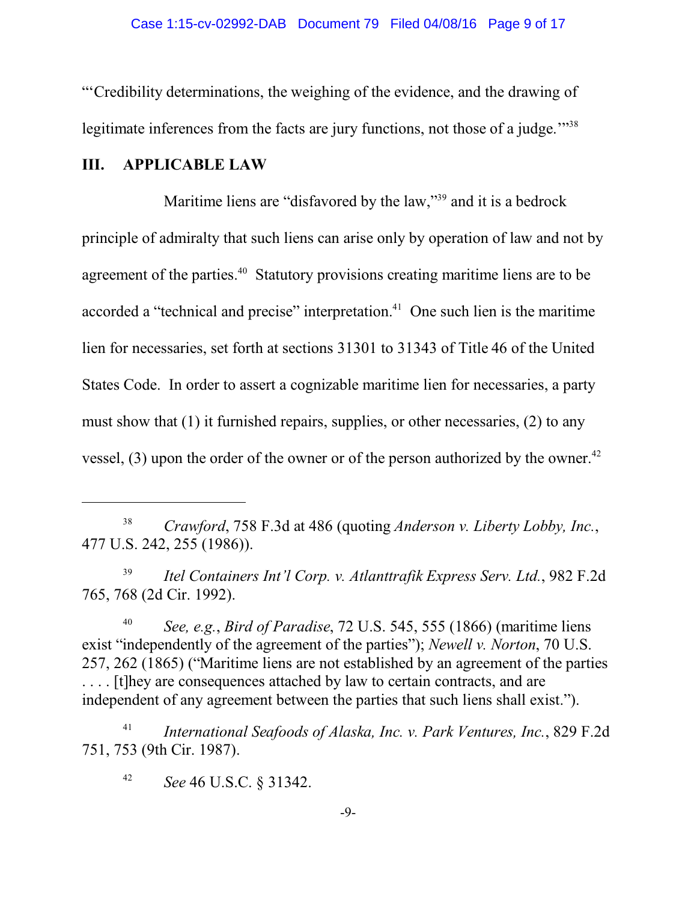"'Credibility determinations, the weighing of the evidence, and the drawing of legitimate inferences from the facts are jury functions, not those of a judge.'"[38]

## III. APPLICABLE LAW

Maritime liens are "disfavored by the law,"[39] and it is a bedrock principle of admiralty that such liens can arise only by operation of law and not by agreement of the parties.[40] Statutory provisions creating maritime liens are to be accorded a "technical and precise" interpretation.[41] One such lien is the maritime lien for necessaries, set forth at sections 31301 to 31343 of Title 46 of the United States Code. In order to assert a cognizable maritime lien for necessaries, a party must show that (1) it furnished repairs, supplies, or other necessaries, (2) to any vessel, (3) upon the order of the owner or of the person authorized by the owner.[42]

---

[38] *Crawford*, 758 F.3d at 486 (quoting *Anderson v. Liberty Lobby, Inc.*, 477 U.S. 242, 255 (1986)).

[39] *Itel Containers Int'l Corp. v. Atlanttrafik Express Serv. Ltd.*, 982 F.2d 765, 768 (2d Cir. 1992).

[40] *See, e.g.*, *Bird of Paradise*, 72 U.S. 545, 555 (1866) (maritime liens exist "independently of the agreement of the parties"); *Newell v. Norton*, 70 U.S. 257, 262 (1865) ("Maritime liens are not established by an agreement of the parties . . . . [t]hey are consequences attached by law to certain contracts, and are independent of any agreement between the parties that such liens shall exist.").

[41] *International Seafoods of Alaska, Inc. v. Park Ventures, Inc.*, 829 F.2d 751, 753 (9th Cir. 1987).

[42] *See* 46 U.S.C. § 31342.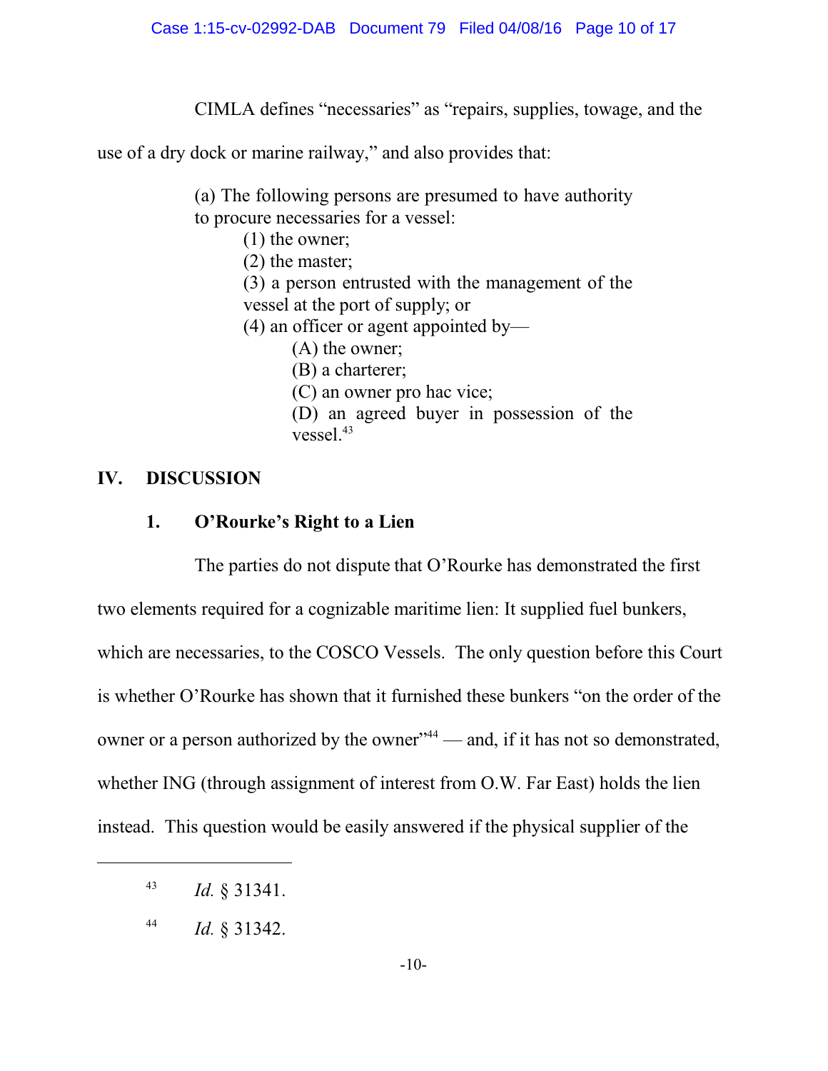CIMLA defines "necessaries" as "repairs, supplies, towage, and the use of a dry dock or marine railway," and also provides that:

> (a) The following persons are presumed to have authority to procure necessaries for a vessel:
>
> (1) the owner;
>
> (2) the master;
>
> (3) a person entrusted with the management of the vessel at the port of supply; or
>
> (4) an officer or agent appointed by—
>
> (A) the owner;
>
> (B) a charterer;
>
> (C) an owner pro hac vice;
>
> (D) an agreed buyer in possession of the vessel.[43]

## IV. DISCUSSION

### 1. O'Rourke's Right to a Lien

The parties do not dispute that O'Rourke has demonstrated the first two elements required for a cognizable maritime lien: It supplied fuel bunkers, which are necessaries, to the COSCO Vessels. The only question before this Court is whether O'Rourke has shown that it furnished these bunkers "on the order of the owner or a person authorized by the owner"[44] — and, if it has not so demonstrated, whether ING (through assignment of interest from O.W. Far East) holds the lien instead. This question would be easily answered if the physical supplier of the

---

[43] *Id.* § 31341.

[44] *Id.* § 31342.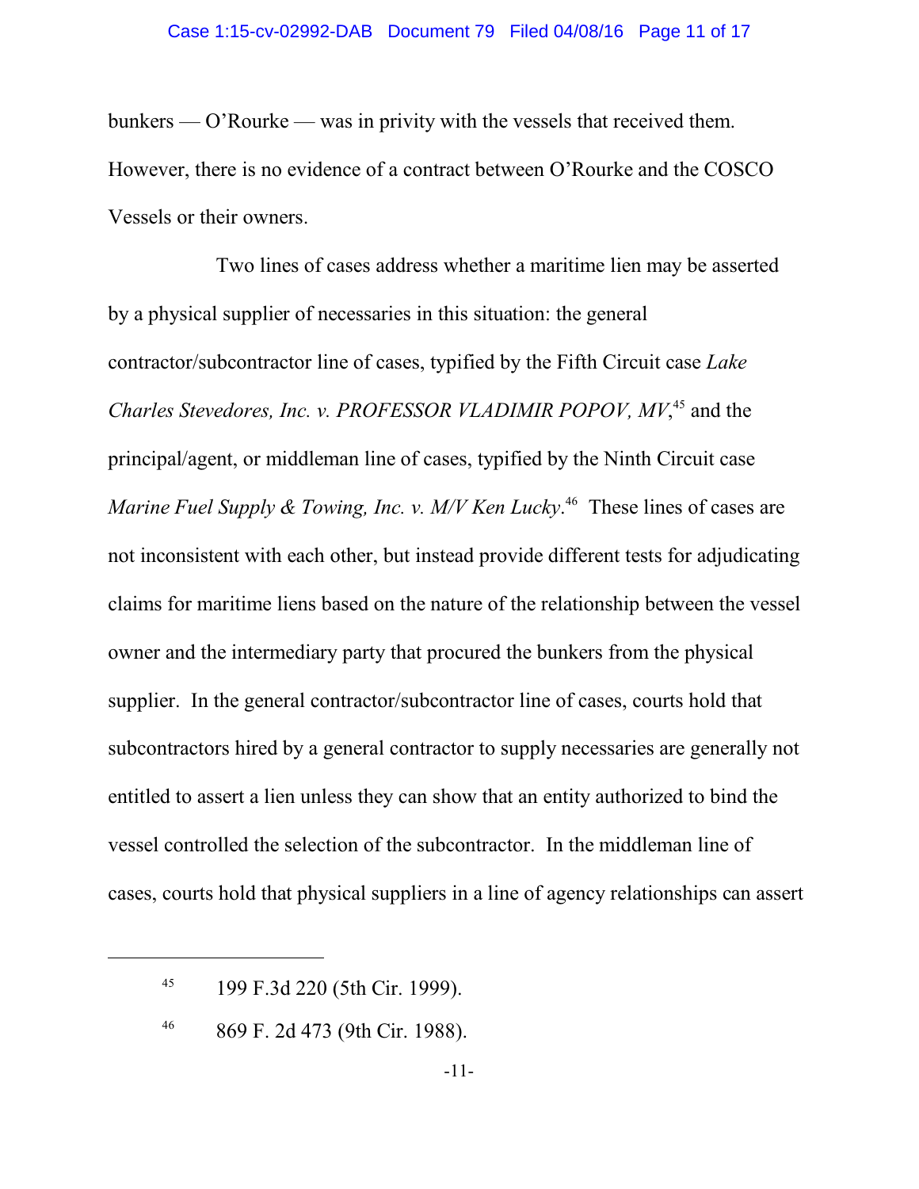bunkers — O'Rourke — was in privity with the vessels that received them. However, there is no evidence of a contract between O'Rourke and the COSCO Vessels or their owners.

Two lines of cases address whether a maritime lien may be asserted by a physical supplier of necessaries in this situation: the general contractor/subcontractor line of cases, typified by the Fifth Circuit case *Lake Charles Stevedores, Inc. v. PROFESSOR VLADIMIR POPOV, MV*,[45] and the principal/agent, or middleman line of cases, typified by the Ninth Circuit case *Marine Fuel Supply & Towing, Inc. v. M/V Ken Lucky*.[46] These lines of cases are not inconsistent with each other, but instead provide different tests for adjudicating claims for maritime liens based on the nature of the relationship between the vessel owner and the intermediary party that procured the bunkers from the physical supplier. In the general contractor/subcontractor line of cases, courts hold that subcontractors hired by a general contractor to supply necessaries are generally not entitled to assert a lien unless they can show that an entity authorized to bind the vessel controlled the selection of the subcontractor. In the middleman line of cases, courts hold that physical suppliers in a line of agency relationships can assert

---

[45] 199 F.3d 220 (5th Cir. 1999).

[46] 869 F. 2d 473 (9th Cir. 1988).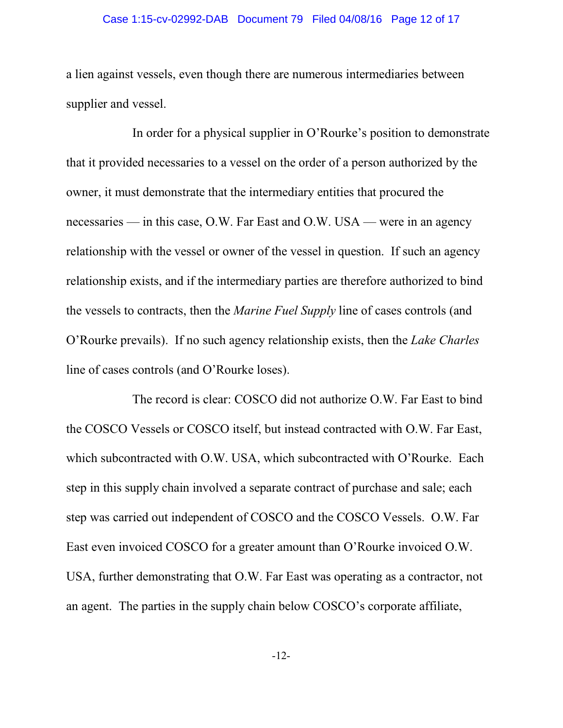a lien against vessels, even though there are numerous intermediaries between supplier and vessel.

In order for a physical supplier in O'Rourke's position to demonstrate that it provided necessaries to a vessel on the order of a person authorized by the owner, it must demonstrate that the intermediary entities that procured the necessaries — in this case, O.W. Far East and O.W. USA — were in an agency relationship with the vessel or owner of the vessel in question. If such an agency relationship exists, and if the intermediary parties are therefore authorized to bind the vessels to contracts, then the *Marine Fuel Supply* line of cases controls (and O'Rourke prevails). If no such agency relationship exists, then the *Lake Charles* line of cases controls (and O'Rourke loses).

The record is clear: COSCO did not authorize O.W. Far East to bind the COSCO Vessels or COSCO itself, but instead contracted with O.W. Far East, which subcontracted with O.W. USA, which subcontracted with O'Rourke. Each step in this supply chain involved a separate contract of purchase and sale; each step was carried out independent of COSCO and the COSCO Vessels. O.W. Far East even invoiced COSCO for a greater amount than O'Rourke invoiced O.W. USA, further demonstrating that O.W. Far East was operating as a contractor, not an agent. The parties in the supply chain below COSCO's corporate affiliate,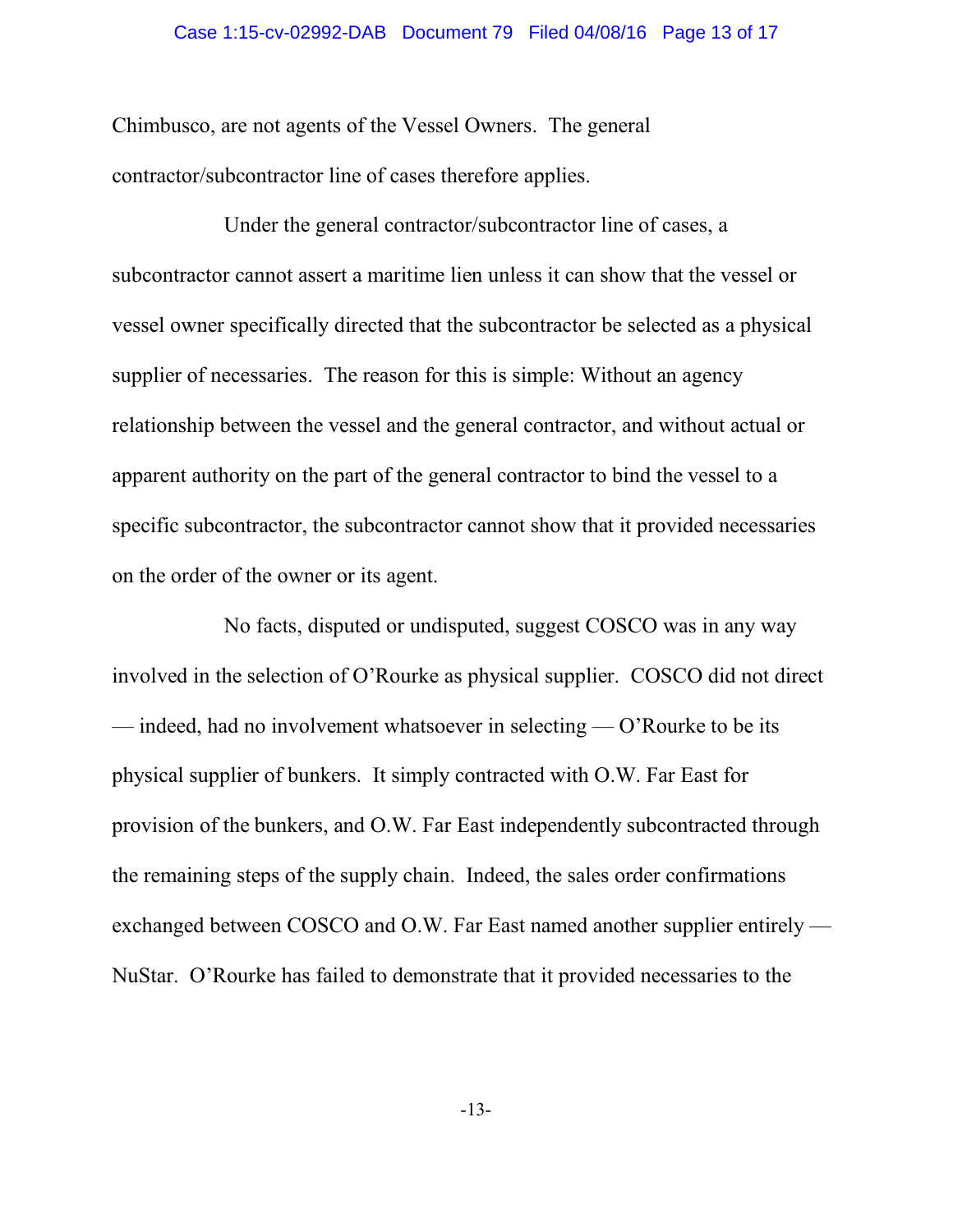Chimbusco, are not agents of the Vessel Owners. The general contractor/subcontractor line of cases therefore applies.

Under the general contractor/subcontractor line of cases, a subcontractor cannot assert a maritime lien unless it can show that the vessel or vessel owner specifically directed that the subcontractor be selected as a physical supplier of necessaries. The reason for this is simple: Without an agency relationship between the vessel and the general contractor, and without actual or apparent authority on the part of the general contractor to bind the vessel to a specific subcontractor, the subcontractor cannot show that it provided necessaries on the order of the owner or its agent.

No facts, disputed or undisputed, suggest COSCO was in any way involved in the selection of O'Rourke as physical supplier. COSCO did not direct — indeed, had no involvement whatsoever in selecting — O'Rourke to be its physical supplier of bunkers. It simply contracted with O.W. Far East for provision of the bunkers, and O.W. Far East independently subcontracted through the remaining steps of the supply chain. Indeed, the sales order confirmations exchanged between COSCO and O.W. Far East named another supplier entirely — NuStar. O'Rourke has failed to demonstrate that it provided necessaries to the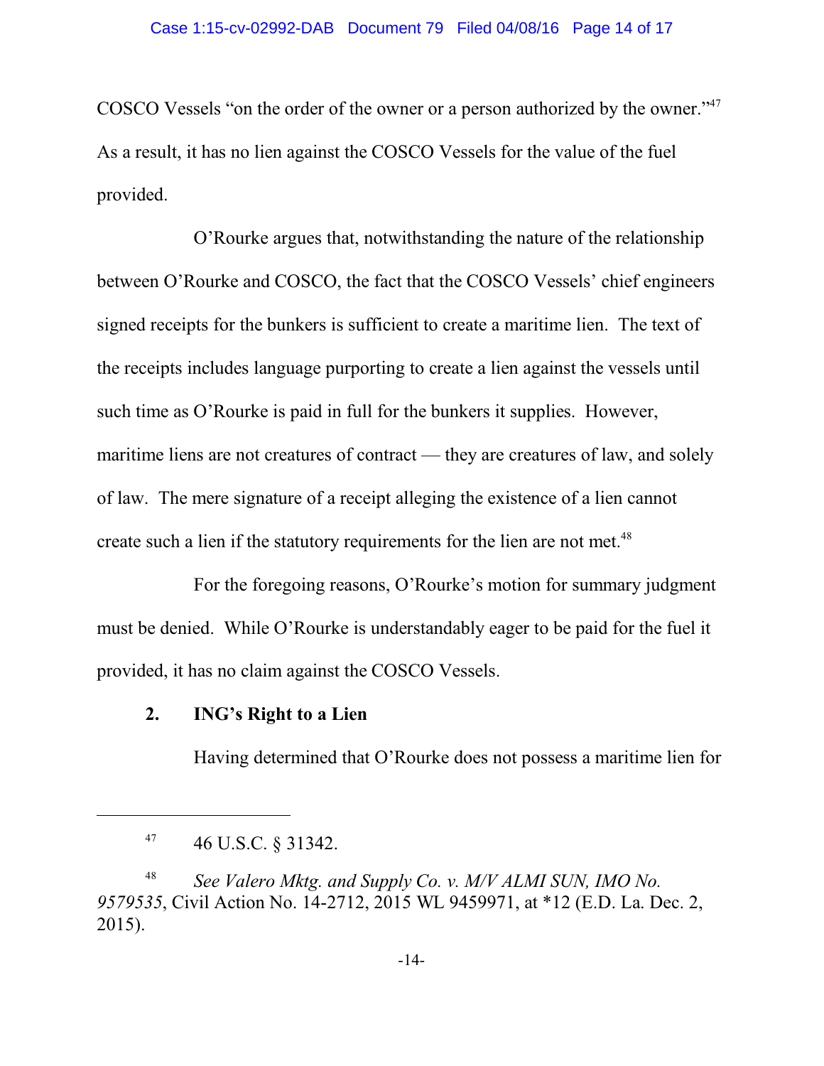COSCO Vessels "on the order of the owner or a person authorized by the owner."[47] As a result, it has no lien against the COSCO Vessels for the value of the fuel provided.

O'Rourke argues that, notwithstanding the nature of the relationship between O'Rourke and COSCO, the fact that the COSCO Vessels' chief engineers signed receipts for the bunkers is sufficient to create a maritime lien. The text of the receipts includes language purporting to create a lien against the vessels until such time as O'Rourke is paid in full for the bunkers it supplies. However, maritime liens are not creatures of contract — they are creatures of law, and solely of law. The mere signature of a receipt alleging the existence of a lien cannot create such a lien if the statutory requirements for the lien are not met.[48]

For the foregoing reasons, O'Rourke's motion for summary judgment must be denied. While O'Rourke is understandably eager to be paid for the fuel it provided, it has no claim against the COSCO Vessels.

### 2. ING's Right to a Lien

Having determined that O'Rourke does not possess a maritime lien for

---

[47] 46 U.S.C. § 31342.

[48] *See Valero Mktg. and Supply Co. v. M/V ALMI SUN, IMO No. 9579535*, Civil Action No. 14-2712, 2015 WL 9459971, at *12 (E.D. La. Dec. 2, 2015).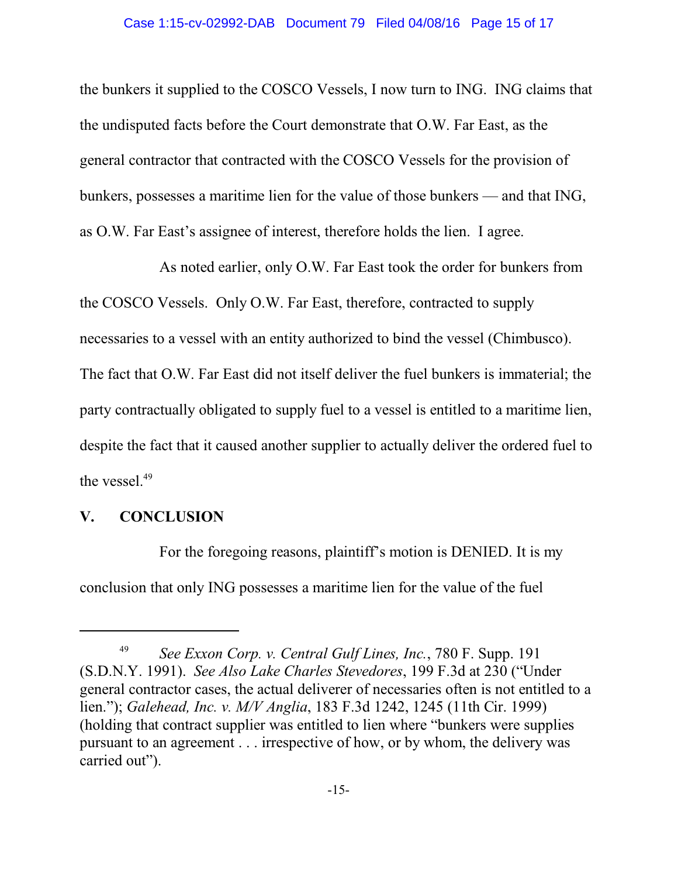the bunkers it supplied to the COSCO Vessels, I now turn to ING. ING claims that the undisputed facts before the Court demonstrate that O.W. Far East, as the general contractor that contracted with the COSCO Vessels for the provision of bunkers, possesses a maritime lien for the value of those bunkers — and that ING, as O.W. Far East's assignee of interest, therefore holds the lien. I agree.

As noted earlier, only O.W. Far East took the order for bunkers from the COSCO Vessels. Only O.W. Far East, therefore, contracted to supply necessaries to a vessel with an entity authorized to bind the vessel (Chimbusco). The fact that O.W. Far East did not itself deliver the fuel bunkers is immaterial; the party contractually obligated to supply fuel to a vessel is entitled to a maritime lien, despite the fact that it caused another supplier to actually deliver the ordered fuel to the vessel.[49]

## V. CONCLUSION

For the foregoing reasons, plaintiff's motion is DENIED. It is my conclusion that only ING possesses a maritime lien for the value of the fuel

---

[49] *See Exxon Corp. v. Central Gulf Lines, Inc.*, 780 F. Supp. 191 (S.D.N.Y. 1991). *See Also Lake Charles Stevedores*, 199 F.3d at 230 ("Under general contractor cases, the actual deliverer of necessaries often is not entitled to a lien."); *Galehead, Inc. v. M/V Anglia*, 183 F.3d 1242, 1245 (11th Cir. 1999) (holding that contract supplier was entitled to lien where "bunkers were supplies pursuant to an agreement . . . irrespective of how, or by whom, the delivery was carried out").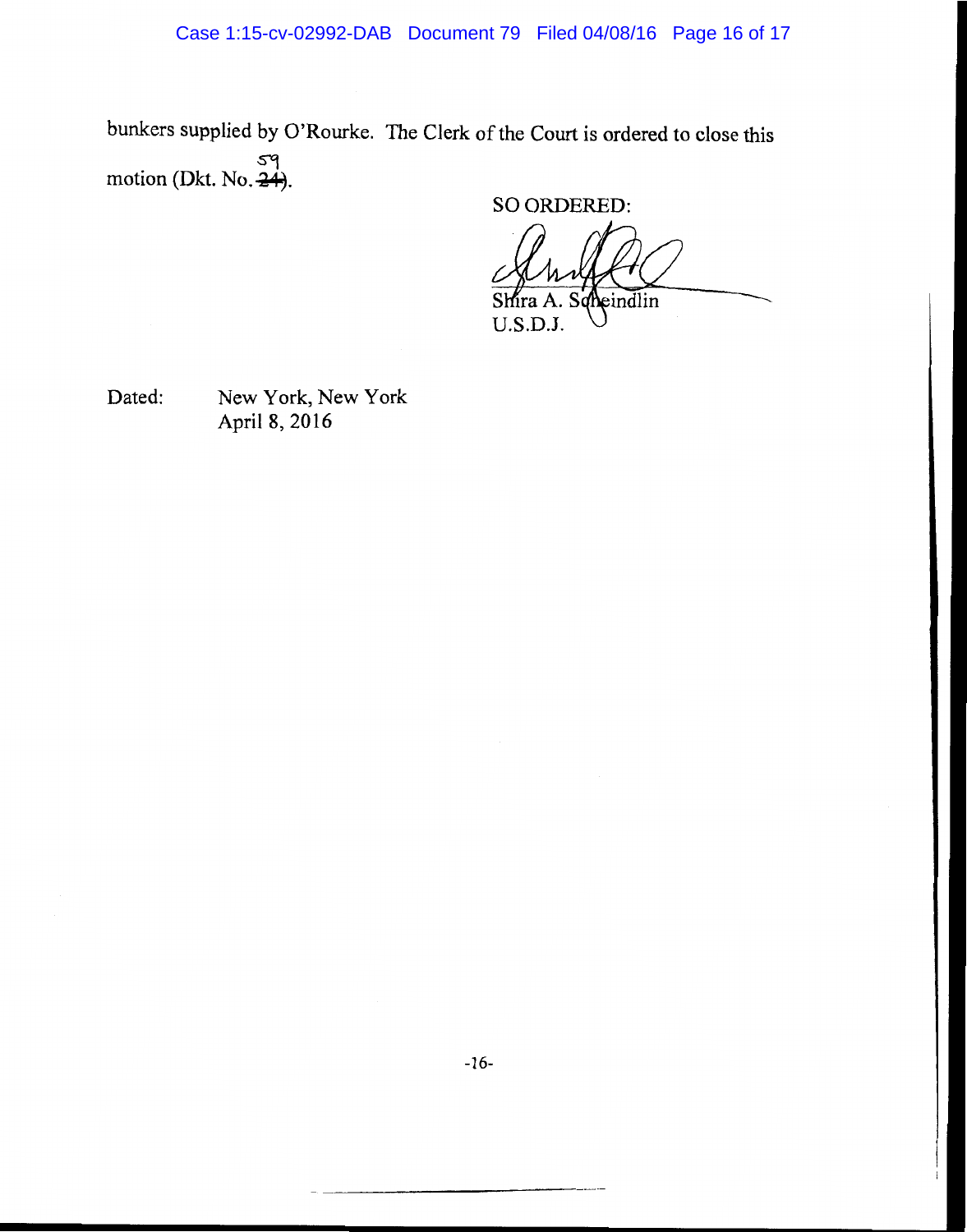bunkers supplied by O'Rourke. The Clerk of the Court is ordered to close this motion (Dkt. No. ~~24~~ 59).

SO ORDERED:

Shira A. Scheindlin
U.S.D.J.

Dated: New York, New York
April 8, 2016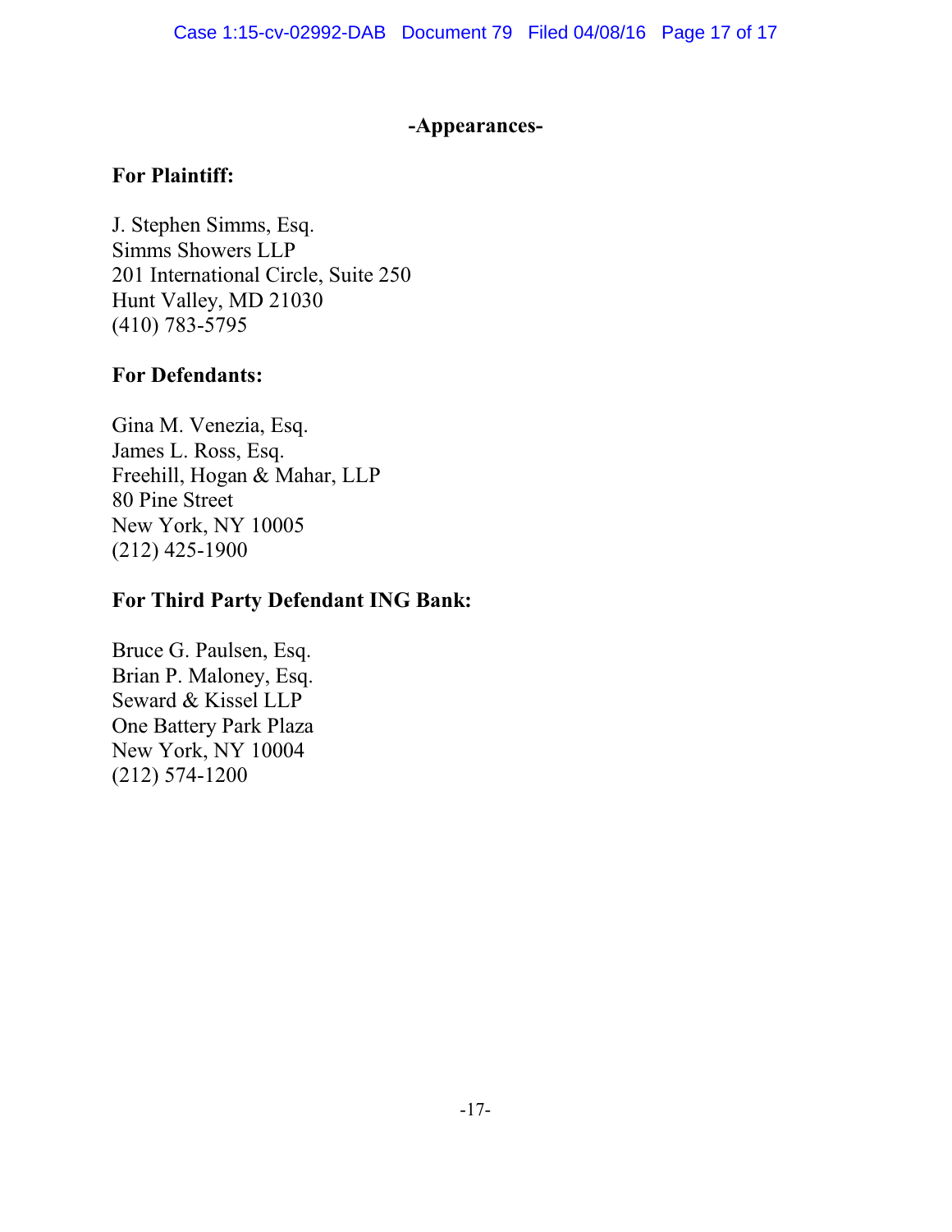## -Appearances-

**For Plaintiff:**

J. Stephen Simms, Esq.
Simms Showers LLP
201 International Circle, Suite 250
Hunt Valley, MD 21030
(410) 783-5795

**For Defendants:**

Gina M. Venezia, Esq.
James L. Ross, Esq.
Freehill, Hogan & Mahar, LLP
80 Pine Street
New York, NY 10005
(212) 425-1900

**For Third Party Defendant ING Bank:**

Bruce G. Paulsen, Esq.
Brian P. Maloney, Esq.
Seward & Kissel LLP
One Battery Park Plaza
New York, NY 10004
(212) 574-1200